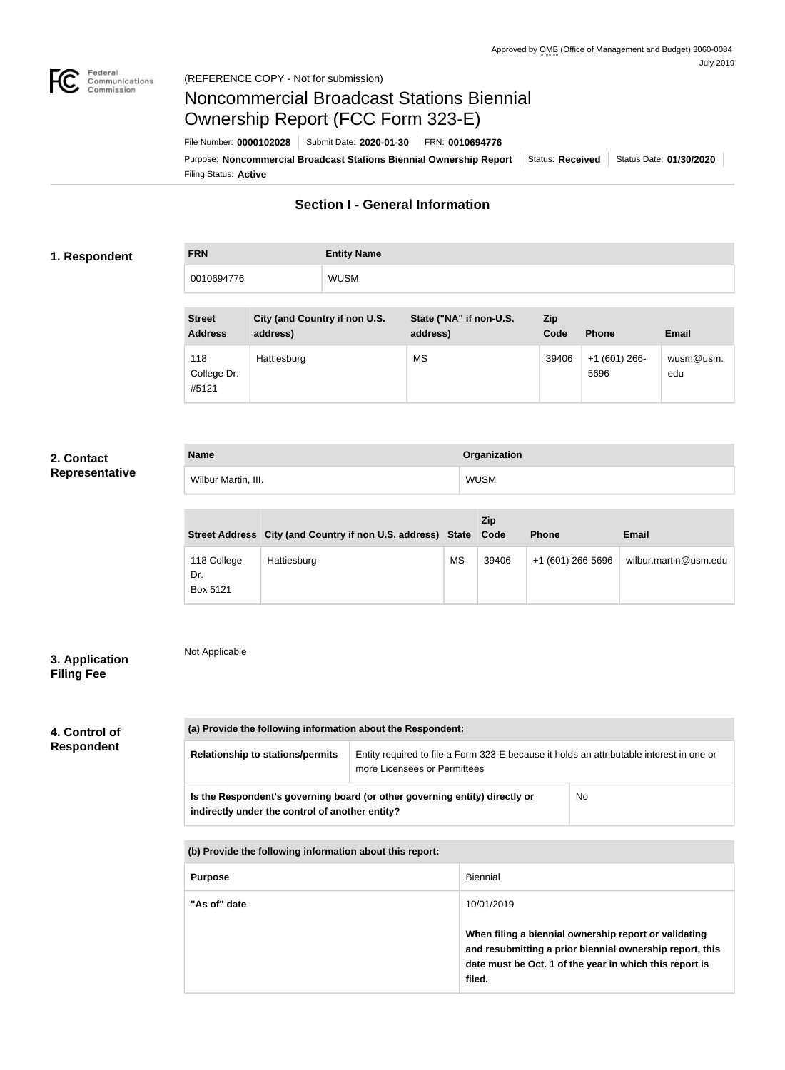Approved by OMB (Office of Management and Budget) 3060-0084
July 2019

(REFERENCE COPY - Not for submission)

# Noncommercial Broadcast Stations Biennial Ownership Report (FCC Form 323-E)

File Number: **0000102028** | Submit Date: **2020-01-30** | FRN: **0010694776**

Purpose: **Noncommercial Broadcast Stations Biennial Ownership Report** | Status: **Received** | Status Date: **01/30/2020**

Filing Status: **Active**

## Section I - General Information

### 1. Respondent

| FRN | Entity Name |
|---|---|
| 0010694776 | WUSM |

| Street Address | City (and Country if non U.S. address) | State ("NA" if non-U.S. address) | Zip Code | Phone | Email |
|---|---|---|---|---|---|
| 118 College Dr. #5121 | Hattiesburg | MS | 39406 | +1 (601) 266-5696 | wusm@usm.edu |

### 2. Contact Representative

| Name | Organization |
|---|---|
| Wilbur Martin, III. | WUSM |

| Street Address | City (and Country if non U.S. address) | State | Zip Code | Phone | Email |
|---|---|---|---|---|---|
| 118 College Dr. Box 5121 | Hattiesburg | MS | 39406 | +1 (601) 266-5696 | wilbur.martin@usm.edu |

### 3. Application Filing Fee

Not Applicable

### 4. Control of Respondent

| (a) Provide the following information about the Respondent: | |
|---|---|
| Relationship to stations/permits | Entity required to file a Form 323-E because it holds an attributable interest in one or more Licensees or Permittees |
| **Is the Respondent's governing board (or other governing entity) directly or indirectly under the control of another entity?** | No |

| (b) Provide the following information about this report: | |
|---|---|
| **Purpose** | Biennial |
| **"As of" date** | 10/01/2019<br><br>**When filing a biennial ownership report or validating and resubmitting a prior biennial ownership report, this date must be Oct. 1 of the year in which this report is filed.** |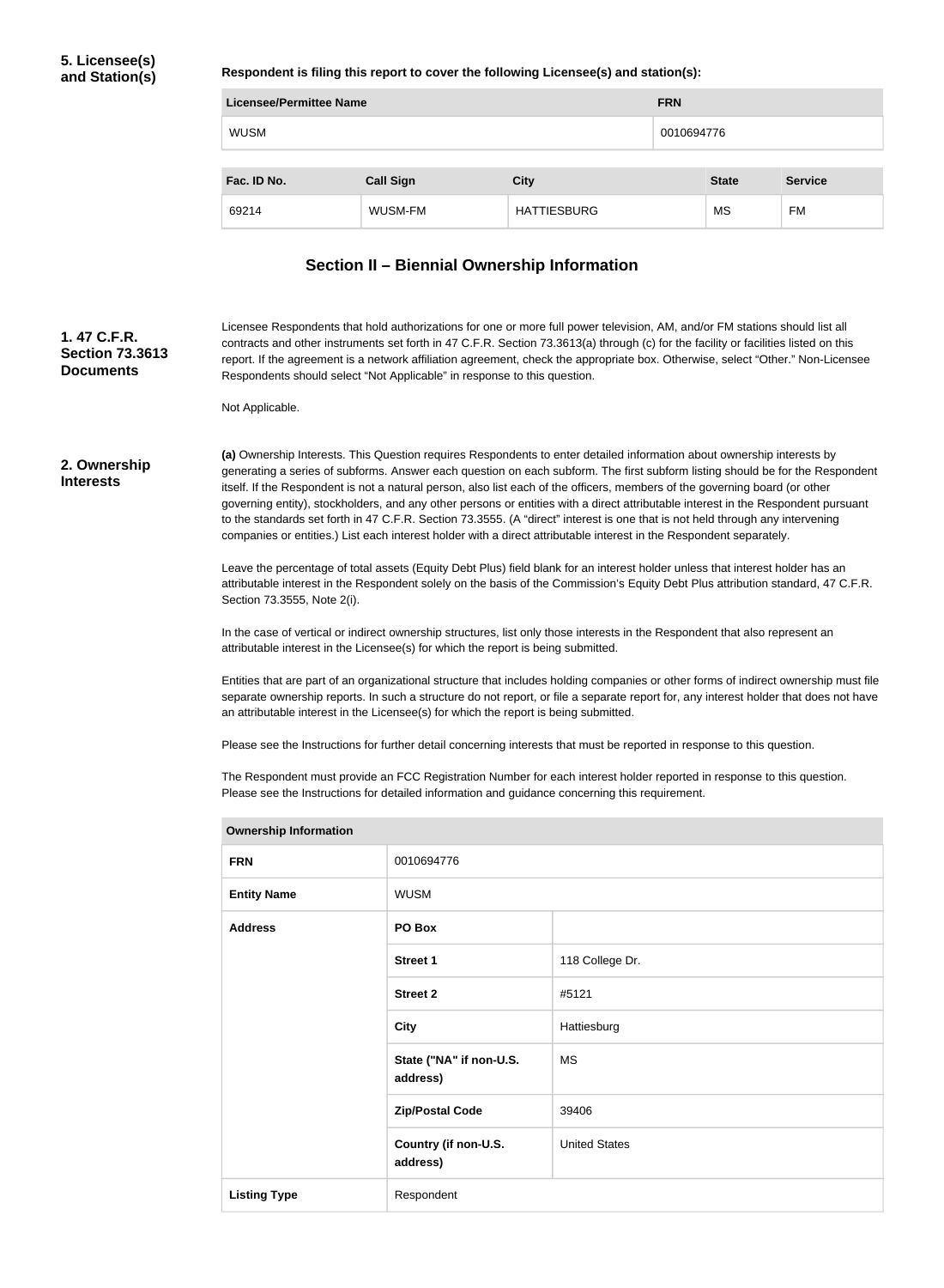**5. Licensee(s) and Station(s)**

**Respondent is filing this report to cover the following Licensee(s) and station(s):**

| Licensee/Permittee Name | FRN |
|---|---|
| WUSM | 0010694776 |

| Fac. ID No. | Call Sign | City | State | Service |
|---|---|---|---|---|
| 69214 | WUSM-FM | HATTIESBURG | MS | FM |

## Section II – Biennial Ownership Information

**1. 47 C.F.R. Section 73.3613 Documents**

Licensee Respondents that hold authorizations for one or more full power television, AM, and/or FM stations should list all contracts and other instruments set forth in 47 C.F.R. Section 73.3613(a) through (c) for the facility or facilities listed on this report. If the agreement is a network affiliation agreement, check the appropriate box. Otherwise, select "Other." Non-Licensee Respondents should select "Not Applicable" in response to this question.

Not Applicable.

**2. Ownership Interests**

**(a)** Ownership Interests. This Question requires Respondents to enter detailed information about ownership interests by generating a series of subforms. Answer each question on each subform. The first subform listing should be for the Respondent itself. If the Respondent is not a natural person, also list each of the officers, members of the governing board (or other governing entity), stockholders, and any other persons or entities with a direct attributable interest in the Respondent pursuant to the standards set forth in 47 C.F.R. Section 73.3555. (A "direct" interest is one that is not held through any intervening companies or entities.) List each interest holder with a direct attributable interest in the Respondent separately.

Leave the percentage of total assets (Equity Debt Plus) field blank for an interest holder unless that interest holder has an attributable interest in the Respondent solely on the basis of the Commission's Equity Debt Plus attribution standard, 47 C.F.R. Section 73.3555, Note 2(i).

In the case of vertical or indirect ownership structures, list only those interests in the Respondent that also represent an attributable interest in the Licensee(s) for which the report is being submitted.

Entities that are part of an organizational structure that includes holding companies or other forms of indirect ownership must file separate ownership reports. In such a structure do not report, or file a separate report for, any interest holder that does not have an attributable interest in the Licensee(s) for which the report is being submitted.

Please see the Instructions for further detail concerning interests that must be reported in response to this question.

The Respondent must provide an FCC Registration Number for each interest holder reported in response to this question. Please see the Instructions for detailed information and guidance concerning this requirement.

| Ownership Information | | |
|---|---|---|
| **FRN** | 0010694776 | |
| **Entity Name** | WUSM | |
| **Address** | **PO Box** | |
| | **Street 1** | 118 College Dr. |
| | **Street 2** | #5121 |
| | **City** | Hattiesburg |
| | **State ("NA" if non-U.S. address)** | MS |
| | **Zip/Postal Code** | 39406 |
| | **Country (if non-U.S. address)** | United States |
| **Listing Type** | Respondent | |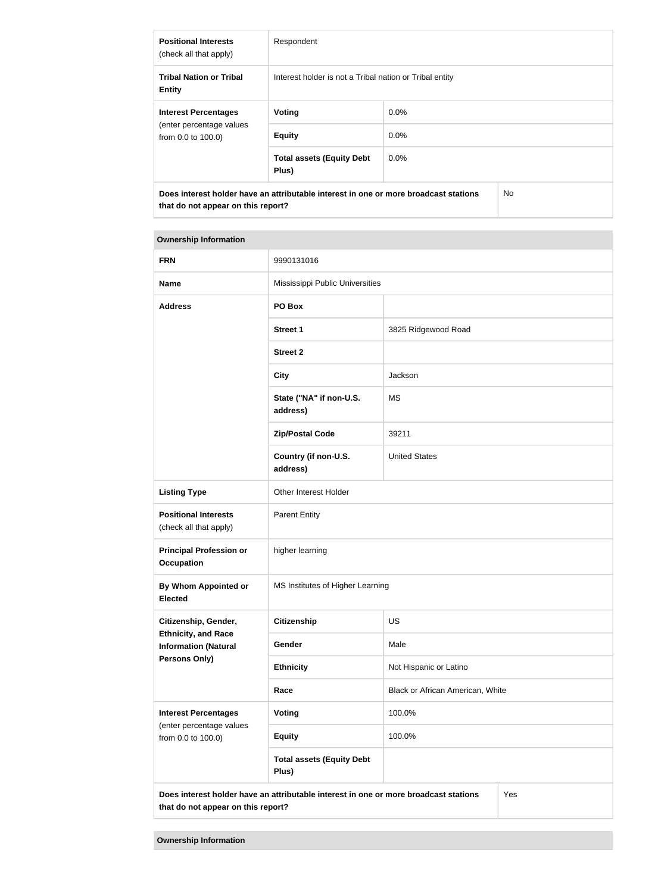| | | |
|---|---|---|
| **Positional Interests** (check all that apply) | Respondent | |
| **Tribal Nation or Tribal Entity** | Interest holder is not a Tribal nation or Tribal entity | |
| **Interest Percentages** (enter percentage values from 0.0 to 100.0) | **Voting** | 0.0% |
| | **Equity** | 0.0% |
| | **Total assets (Equity Debt Plus)** | 0.0% |
| **Does interest holder have an attributable interest in one or more broadcast stations that do not appear on this report?** | | No |

**Ownership Information**

| | | |
|---|---|---|
| **FRN** | 9990131016 | |
| **Name** | Mississippi Public Universities | |
| **Address** | **PO Box** | |
| | **Street 1** | 3825 Ridgewood Road |
| | **Street 2** | |
| | **City** | Jackson |
| | **State ("NA" if non-U.S. address)** | MS |
| | **Zip/Postal Code** | 39211 |
| | **Country (if non-U.S. address)** | United States |
| **Listing Type** | Other Interest Holder | |
| **Positional Interests** (check all that apply) | Parent Entity | |
| **Principal Profession or Occupation** | higher learning | |
| **By Whom Appointed or Elected** | MS Institutes of Higher Learning | |
| **Citizenship, Gender, Ethnicity, and Race Information (Natural Persons Only)** | **Citizenship** | US |
| | **Gender** | Male |
| | **Ethnicity** | Not Hispanic or Latino |
| | **Race** | Black or African American, White |
| **Interest Percentages** (enter percentage values from 0.0 to 100.0) | **Voting** | 100.0% |
| | **Equity** | 100.0% |
| | **Total assets (Equity Debt Plus)** | |
| **Does interest holder have an attributable interest in one or more broadcast stations that do not appear on this report?** | | Yes |

**Ownership Information**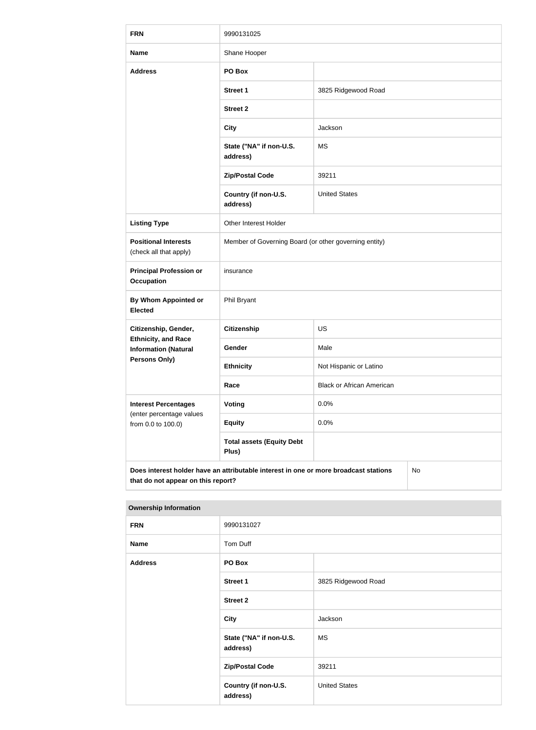| FRN | 9990131025 | |
|---|---|---|
| Name | Shane Hooper | |
| Address | PO Box | |
| | Street 1 | 3825 Ridgewood Road |
| | Street 2 | |
| | City | Jackson |
| | State ("NA" if non-U.S. address) | MS |
| | Zip/Postal Code | 39211 |
| | Country (if non-U.S. address) | United States |
| Listing Type | Other Interest Holder | |
| Positional Interests (check all that apply) | Member of Governing Board (or other governing entity) | |
| Principal Profession or Occupation | insurance | |
| By Whom Appointed or Elected | Phil Bryant | |
| Citizenship, Gender, Ethnicity, and Race Information (Natural Persons Only) | Citizenship | US |
| | Gender | Male |
| | Ethnicity | Not Hispanic or Latino |
| | Race | Black or African American |
| Interest Percentages (enter percentage values from 0.0 to 100.0) | Voting | 0.0% |
| | Equity | 0.0% |
| | Total assets (Equity Debt Plus) | |
| Does interest holder have an attributable interest in one or more broadcast stations that do not appear on this report? | | No |

**Ownership Information**

| FRN | 9990131027 | |
|---|---|---|
| Name | Tom Duff | |
| Address | PO Box | |
| | Street 1 | 3825 Ridgewood Road |
| | Street 2 | |
| | City | Jackson |
| | State ("NA" if non-U.S. address) | MS |
| | Zip/Postal Code | 39211 |
| | Country (if non-U.S. address) | United States |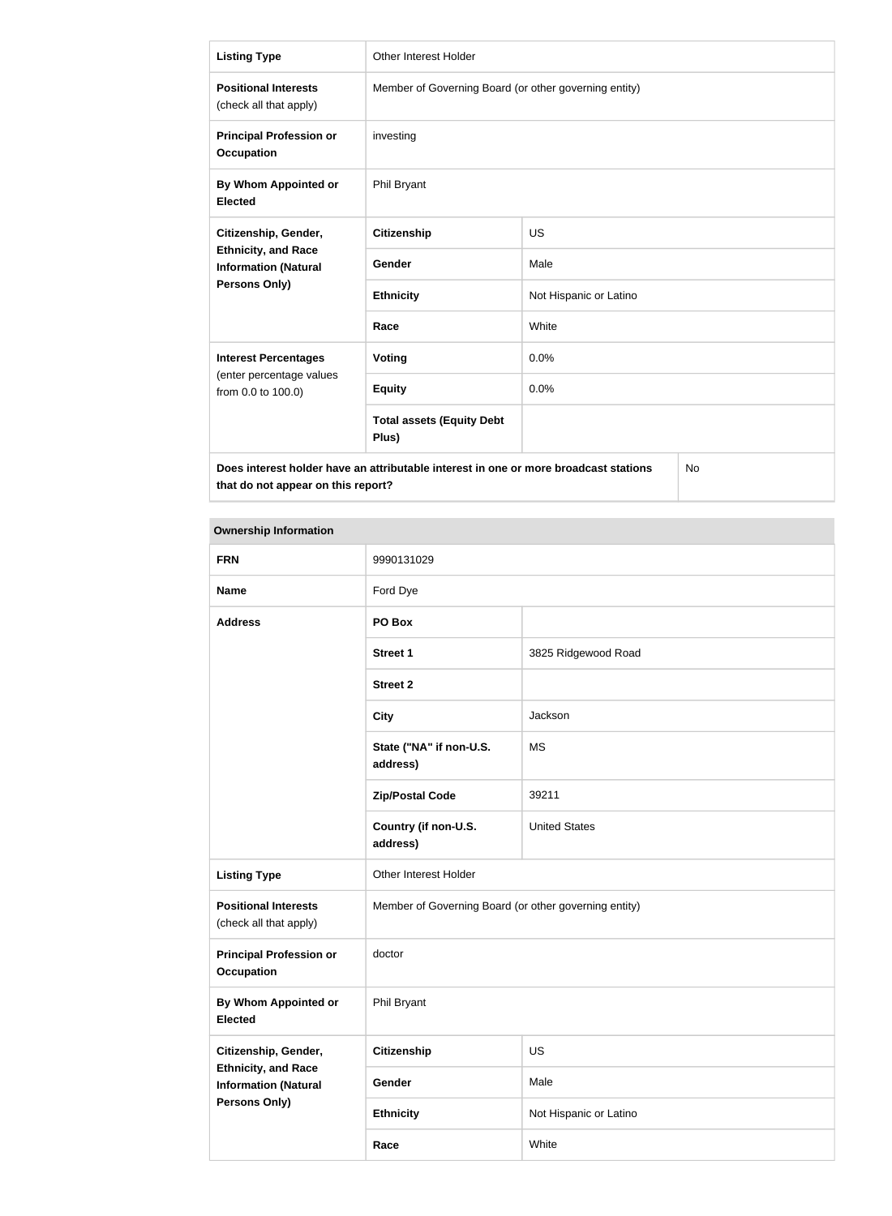| Listing Type | Other Interest Holder | |
|---|---|---|
| **Positional Interests** (check all that apply) | Member of Governing Board (or other governing entity) | |
| **Principal Profession or Occupation** | investing | |
| **By Whom Appointed or Elected** | Phil Bryant | |
| **Citizenship, Gender, Ethnicity, and Race Information (Natural Persons Only)** | **Citizenship** | US |
| | **Gender** | Male |
| | **Ethnicity** | Not Hispanic or Latino |
| | **Race** | White |
| **Interest Percentages** (enter percentage values from 0.0 to 100.0) | **Voting** | 0.0% |
| | **Equity** | 0.0% |
| | **Total assets (Equity Debt Plus)** | |
| **Does interest holder have an attributable interest in one or more broadcast stations that do not appear on this report?** | | No |

**Ownership Information**

| **FRN** | 9990131029 | |
|---|---|---|
| **Name** | Ford Dye | |
| **Address** | **PO Box** | |
| | **Street 1** | 3825 Ridgewood Road |
| | **Street 2** | |
| | **City** | Jackson |
| | **State ("NA" if non-U.S. address)** | MS |
| | **Zip/Postal Code** | 39211 |
| | **Country (if non-U.S. address)** | United States |
| **Listing Type** | Other Interest Holder | |
| **Positional Interests** (check all that apply) | Member of Governing Board (or other governing entity) | |
| **Principal Profession or Occupation** | doctor | |
| **By Whom Appointed or Elected** | Phil Bryant | |
| **Citizenship, Gender, Ethnicity, and Race Information (Natural Persons Only)** | **Citizenship** | US |
| | **Gender** | Male |
| | **Ethnicity** | Not Hispanic or Latino |
| | **Race** | White |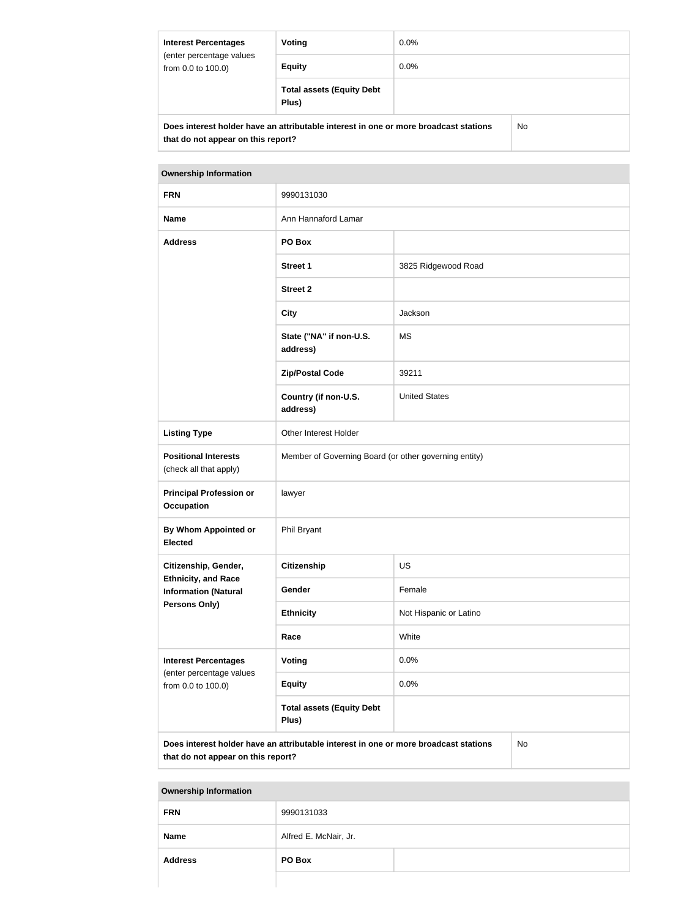| Interest Percentages (enter percentage values from 0.0 to 100.0) | Voting | 0.0% |
|---|---|---|
| | Equity | 0.0% |
| | Total assets (Equity Debt Plus) | |

| Does interest holder have an attributable interest in one or more broadcast stations that do not appear on this report? | No |
|---|---|

| Ownership Information | | |
|---|---|---|
| FRN | 9990131030 | |
| Name | Ann Hannaford Lamar | |
| Address | PO Box | |
| | Street 1 | 3825 Ridgewood Road |
| | Street 2 | |
| | City | Jackson |
| | State ("NA" if non-U.S. address) | MS |
| | Zip/Postal Code | 39211 |
| | Country (if non-U.S. address) | United States |
| Listing Type | Other Interest Holder | |
| Positional Interests (check all that apply) | Member of Governing Board (or other governing entity) | |
| Principal Profession or Occupation | lawyer | |
| By Whom Appointed or Elected | Phil Bryant | |
| Citizenship, Gender, Ethnicity, and Race Information (Natural Persons Only) | Citizenship | US |
| | Gender | Female |
| | Ethnicity | Not Hispanic or Latino |
| | Race | White |
| Interest Percentages (enter percentage values from 0.0 to 100.0) | Voting | 0.0% |
| | Equity | 0.0% |
| | Total assets (Equity Debt Plus) | |

| Does interest holder have an attributable interest in one or more broadcast stations that do not appear on this report? | No |
|---|---|

| Ownership Information | | |
|---|---|---|
| FRN | 9990131033 | |
| Name | Alfred E. McNair, Jr. | |
| Address | PO Box | |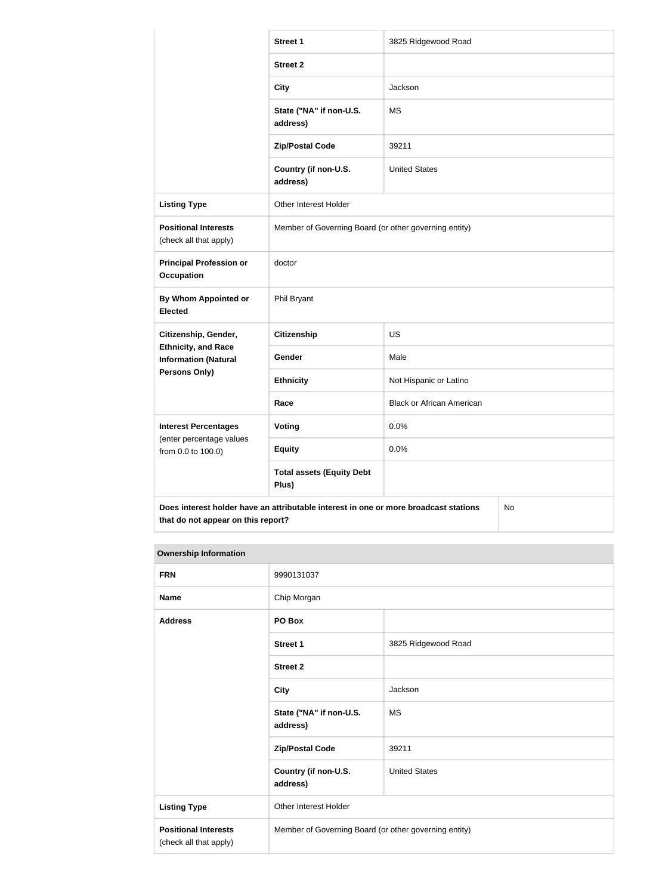| | | |
|---|---|---|
| | **Street 1** | 3825 Ridgewood Road |
| | **Street 2** | |
| | **City** | Jackson |
| | **State ("NA" if non-U.S. address)** | MS |
| | **Zip/Postal Code** | 39211 |
| | **Country (if non-U.S. address)** | United States |
| **Listing Type** | Other Interest Holder | |
| **Positional Interests** (check all that apply) | Member of Governing Board (or other governing entity) | |
| **Principal Profession or Occupation** | doctor | |
| **By Whom Appointed or Elected** | Phil Bryant | |
| **Citizenship, Gender, Ethnicity, and Race Information (Natural Persons Only)** | **Citizenship** | US |
| | **Gender** | Male |
| | **Ethnicity** | Not Hispanic or Latino |
| | **Race** | Black or African American |
| **Interest Percentages** (enter percentage values from 0.0 to 100.0) | **Voting** | 0.0% |
| | **Equity** | 0.0% |
| | **Total assets (Equity Debt Plus)** | |
| **Does interest holder have an attributable interest in one or more broadcast stations that do not appear on this report?** | | No |

| **Ownership Information** | | |
|---|---|---|
| **FRN** | 9990131037 | |
| **Name** | Chip Morgan | |
| **Address** | **PO Box** | |
| | **Street 1** | 3825 Ridgewood Road |
| | **Street 2** | |
| | **City** | Jackson |
| | **State ("NA" if non-U.S. address)** | MS |
| | **Zip/Postal Code** | 39211 |
| | **Country (if non-U.S. address)** | United States |
| **Listing Type** | Other Interest Holder | |
| **Positional Interests** (check all that apply) | Member of Governing Board (or other governing entity) | |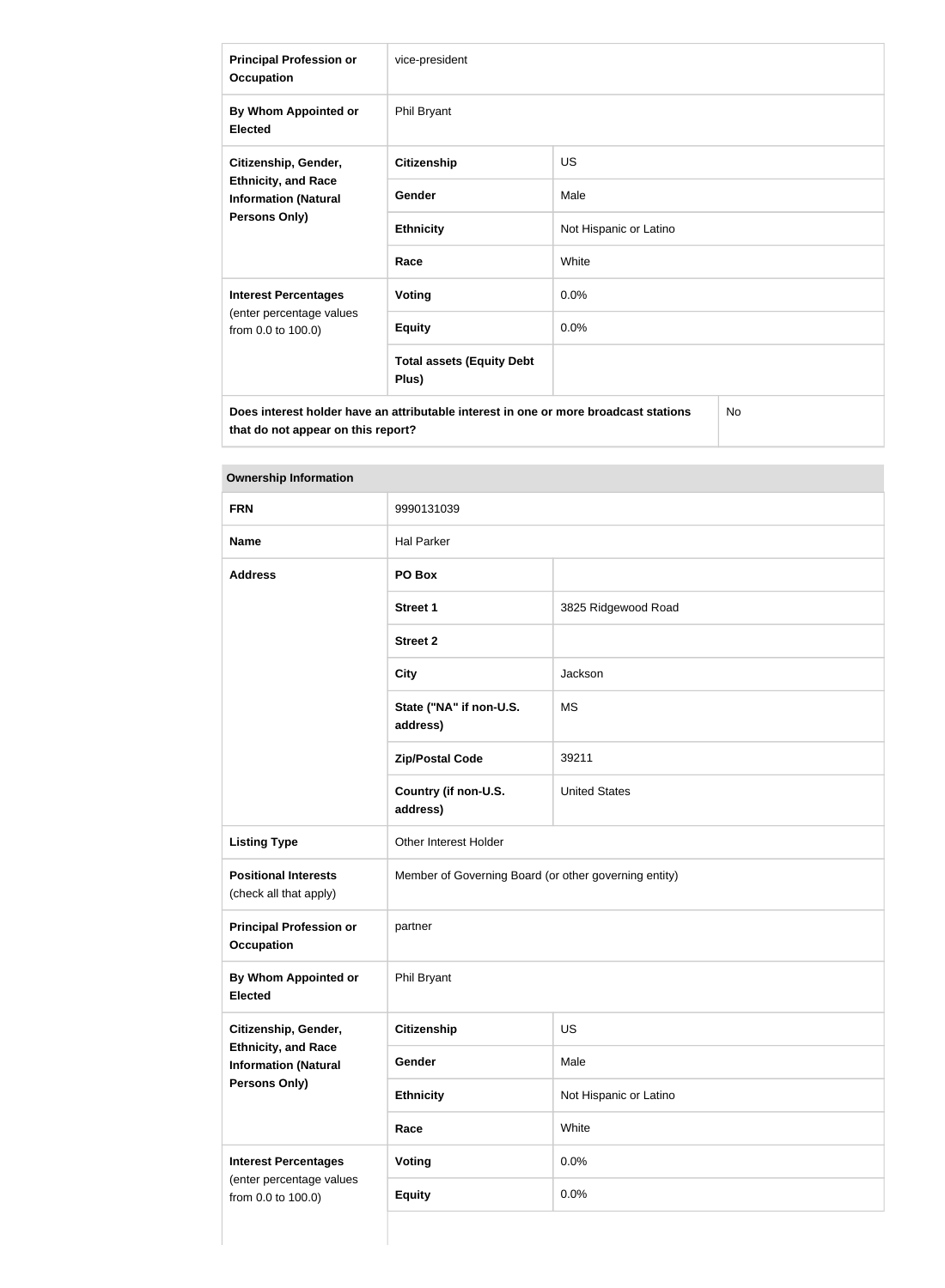| | | |
|---|---|---|
| **Principal Profession or Occupation** | vice-president | |
| **By Whom Appointed or Elected** | Phil Bryant | |
| **Citizenship, Gender, Ethnicity, and Race Information (Natural Persons Only)** | **Citizenship** | US |
| | **Gender** | Male |
| | **Ethnicity** | Not Hispanic or Latino |
| | **Race** | White |
| **Interest Percentages** (enter percentage values from 0.0 to 100.0) | **Voting** | 0.0% |
| | **Equity** | 0.0% |
| | **Total assets (Equity Debt Plus)** | |
| **Does interest holder have an attributable interest in one or more broadcast stations that do not appear on this report?** | | No |

| **Ownership Information** | | |
|---|---|---|
| **FRN** | 9990131039 | |
| **Name** | Hal Parker | |
| **Address** | **PO Box** | |
| | **Street 1** | 3825 Ridgewood Road |
| | **Street 2** | |
| | **City** | Jackson |
| | **State ("NA" if non-U.S. address)** | MS |
| | **Zip/Postal Code** | 39211 |
| | **Country (if non-U.S. address)** | United States |
| **Listing Type** | Other Interest Holder | |
| **Positional Interests** (check all that apply) | Member of Governing Board (or other governing entity) | |
| **Principal Profession or Occupation** | partner | |
| **By Whom Appointed or Elected** | Phil Bryant | |
| **Citizenship, Gender, Ethnicity, and Race Information (Natural Persons Only)** | **Citizenship** | US |
| | **Gender** | Male |
| | **Ethnicity** | Not Hispanic or Latino |
| | **Race** | White |
| **Interest Percentages** (enter percentage values from 0.0 to 100.0) | **Voting** | 0.0% |
| | **Equity** | 0.0% |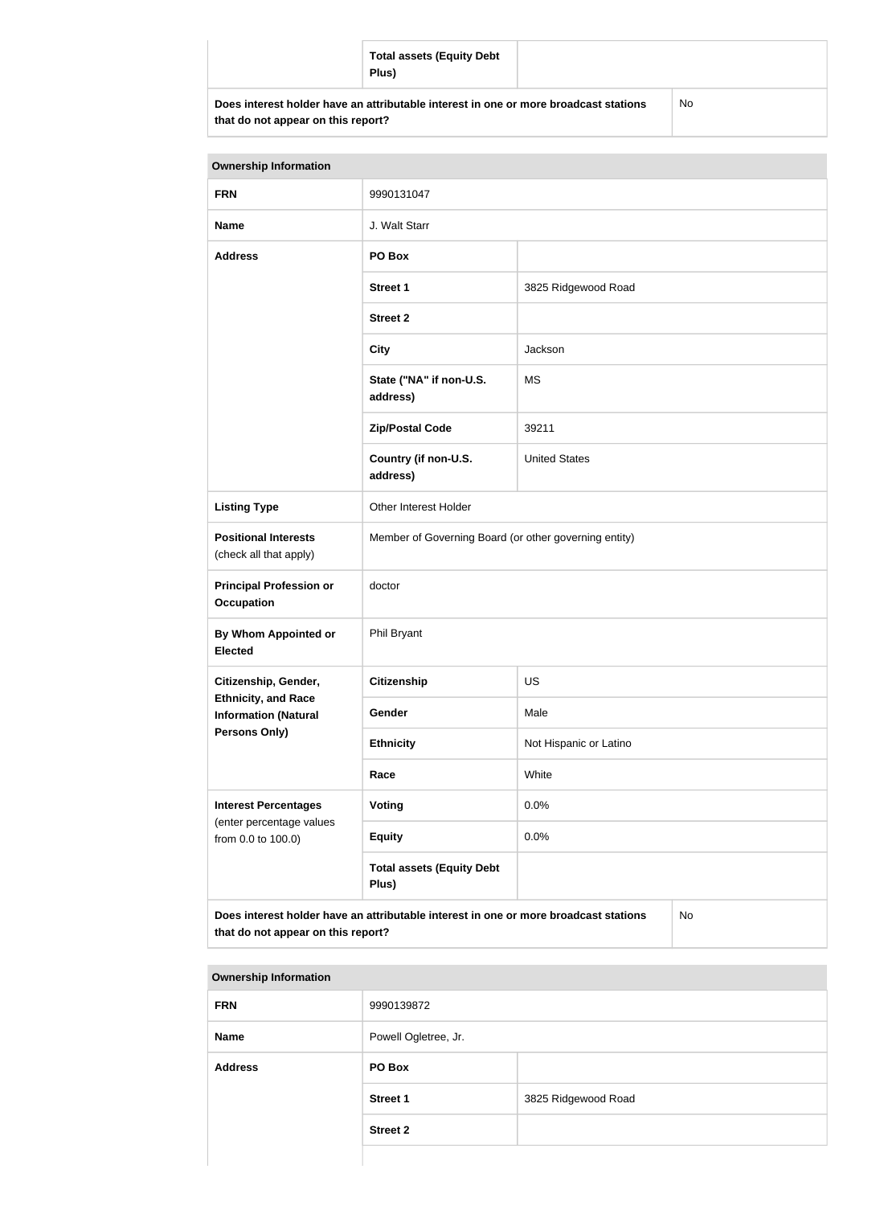| | Total assets (Equity Debt Plus) | |
|---|---|---|
| **Does interest holder have an attributable interest in one or more broadcast stations that do not appear on this report?** | | No |

| Ownership Information | | |
|---|---|---|
| **FRN** | 9990131047 | |
| **Name** | J. Walt Starr | |
| **Address** | **PO Box** | |
| | **Street 1** | 3825 Ridgewood Road |
| | **Street 2** | |
| | **City** | Jackson |
| | **State ("NA" if non-U.S. address)** | MS |
| | **Zip/Postal Code** | 39211 |
| | **Country (if non-U.S. address)** | United States |
| **Listing Type** | Other Interest Holder | |
| **Positional Interests** (check all that apply) | Member of Governing Board (or other governing entity) | |
| **Principal Profession or Occupation** | doctor | |
| **By Whom Appointed or Elected** | Phil Bryant | |
| **Citizenship, Gender, Ethnicity, and Race Information (Natural Persons Only)** | **Citizenship** | US |
| | **Gender** | Male |
| | **Ethnicity** | Not Hispanic or Latino |
| | **Race** | White |
| **Interest Percentages** (enter percentage values from 0.0 to 100.0) | **Voting** | 0.0% |
| | **Equity** | 0.0% |
| | **Total assets (Equity Debt Plus)** | |
| **Does interest holder have an attributable interest in one or more broadcast stations that do not appear on this report?** | | No |

| Ownership Information | | |
|---|---|---|
| **FRN** | 9990139872 | |
| **Name** | Powell Ogletree, Jr. | |
| **Address** | **PO Box** | |
| | **Street 1** | 3825 Ridgewood Road |
| | **Street 2** | |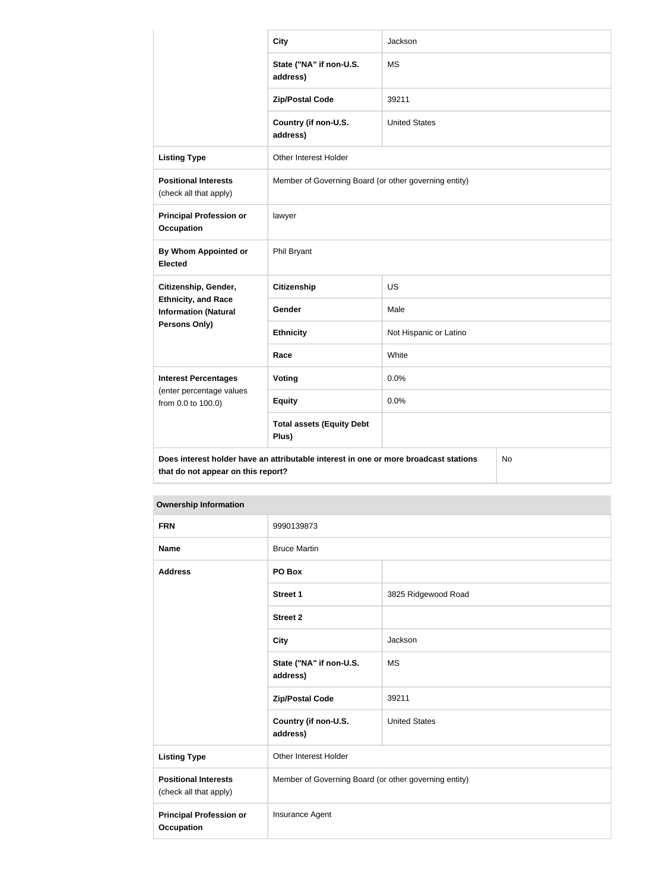| | | |
|---|---|---|
| | **City** | Jackson |
| | **State ("NA" if non-U.S. address)** | MS |
| | **Zip/Postal Code** | 39211 |
| | **Country (if non-U.S. address)** | United States |
| **Listing Type** | Other Interest Holder | |
| **Positional Interests** (check all that apply) | Member of Governing Board (or other governing entity) | |
| **Principal Profession or Occupation** | lawyer | |
| **By Whom Appointed or Elected** | Phil Bryant | |
| **Citizenship, Gender, Ethnicity, and Race Information (Natural Persons Only)** | **Citizenship** | US |
| | **Gender** | Male |
| | **Ethnicity** | Not Hispanic or Latino |
| | **Race** | White |
| **Interest Percentages** (enter percentage values from 0.0 to 100.0) | **Voting** | 0.0% |
| | **Equity** | 0.0% |
| | **Total assets (Equity Debt Plus)** | |
| **Does interest holder have an attributable interest in one or more broadcast stations that do not appear on this report?** | | No |

| **Ownership Information** | | |
|---|---|---|
| **FRN** | 9990139873 | |
| **Name** | Bruce Martin | |
| **Address** | **PO Box** | |
| | **Street 1** | 3825 Ridgewood Road |
| | **Street 2** | |
| | **City** | Jackson |
| | **State ("NA" if non-U.S. address)** | MS |
| | **Zip/Postal Code** | 39211 |
| | **Country (if non-U.S. address)** | United States |
| **Listing Type** | Other Interest Holder | |
| **Positional Interests** (check all that apply) | Member of Governing Board (or other governing entity) | |
| **Principal Profession or Occupation** | Insurance Agent | |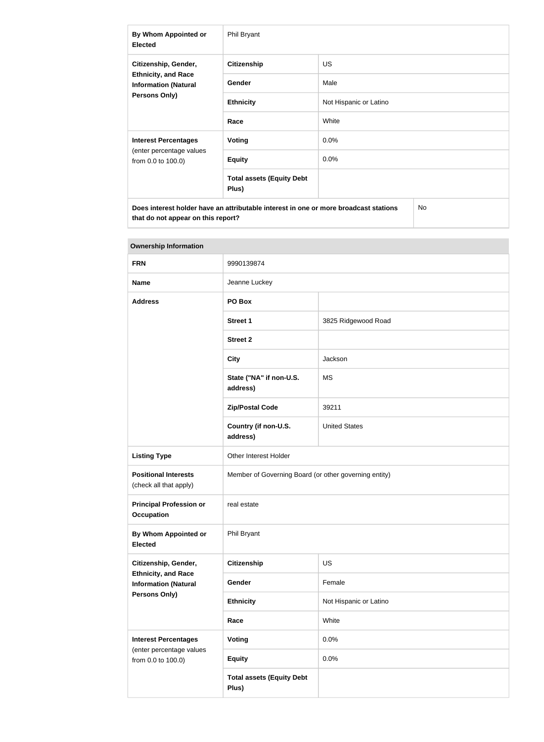| By Whom Appointed or Elected | Phil Bryant | |
|---|---|---|
| Citizenship, Gender, Ethnicity, and Race Information (Natural Persons Only) | Citizenship | US |
| | Gender | Male |
| | Ethnicity | Not Hispanic or Latino |
| | Race | White |
| Interest Percentages (enter percentage values from 0.0 to 100.0) | Voting | 0.0% |
| | Equity | 0.0% |
| | Total assets (Equity Debt Plus) | |
| Does interest holder have an attributable interest in one or more broadcast stations that do not appear on this report? | | No |

| Ownership Information | | |
|---|---|---|
| FRN | 9990139874 | |
| Name | Jeanne Luckey | |
| Address | PO Box | |
| | Street 1 | 3825 Ridgewood Road |
| | Street 2 | |
| | City | Jackson |
| | State ("NA" if non-U.S. address) | MS |
| | Zip/Postal Code | 39211 |
| | Country (if non-U.S. address) | United States |
| Listing Type | Other Interest Holder | |
| Positional Interests (check all that apply) | Member of Governing Board (or other governing entity) | |
| Principal Profession or Occupation | real estate | |
| By Whom Appointed or Elected | Phil Bryant | |
| Citizenship, Gender, Ethnicity, and Race Information (Natural Persons Only) | Citizenship | US |
| | Gender | Female |
| | Ethnicity | Not Hispanic or Latino |
| | Race | White |
| Interest Percentages (enter percentage values from 0.0 to 100.0) | Voting | 0.0% |
| | Equity | 0.0% |
| | Total assets (Equity Debt Plus) | |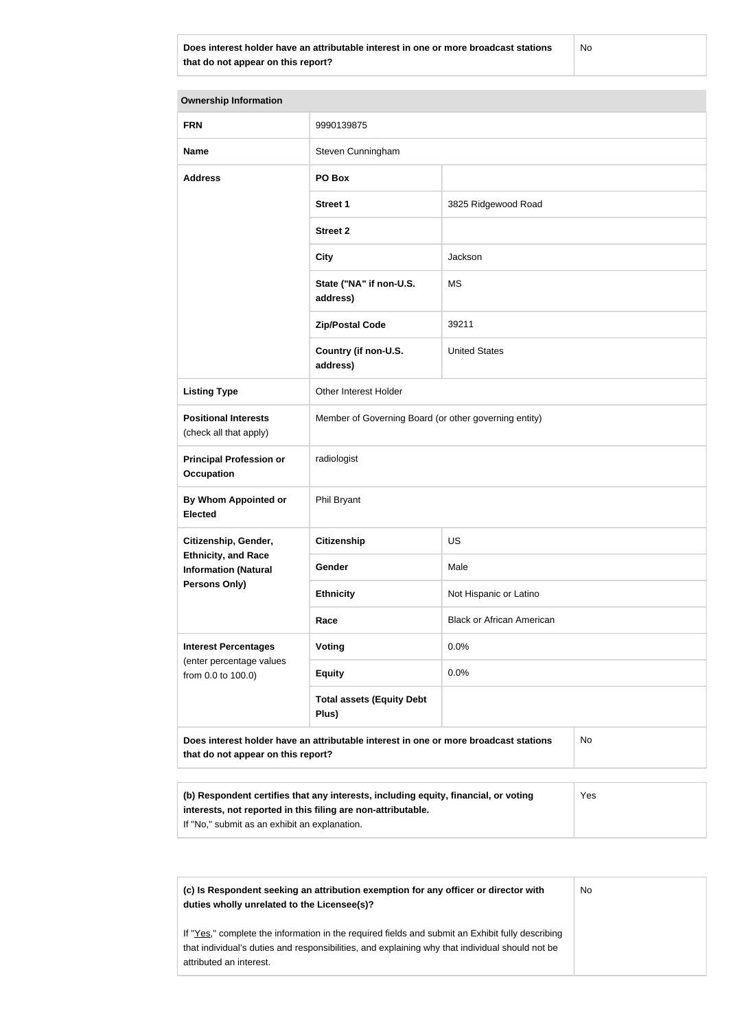| Does interest holder have an attributable interest in one or more broadcast stations that do not appear on this report? | No |
|---|---|

| Ownership Information | | |
|---|---|---|
| **FRN** | 9990139875 | |
| **Name** | Steven Cunningham | |
| **Address** | **PO Box** | |
| | **Street 1** | 3825 Ridgewood Road |
| | **Street 2** | |
| | **City** | Jackson |
| | **State ("NA" if non-U.S. address)** | MS |
| | **Zip/Postal Code** | 39211 |
| | **Country (if non-U.S. address)** | United States |
| **Listing Type** | Other Interest Holder | |
| **Positional Interests** (check all that apply) | Member of Governing Board (or other governing entity) | |
| **Principal Profession or Occupation** | radiologist | |
| **By Whom Appointed or Elected** | Phil Bryant | |
| **Citizenship, Gender, Ethnicity, and Race Information (Natural Persons Only)** | **Citizenship** | US |
| | **Gender** | Male |
| | **Ethnicity** | Not Hispanic or Latino |
| | **Race** | Black or African American |
| **Interest Percentages** (enter percentage values from 0.0 to 100.0) | **Voting** | 0.0% |
| | **Equity** | 0.0% |
| | **Total assets (Equity Debt Plus)** | |
| **Does interest holder have an attributable interest in one or more broadcast stations that do not appear on this report?** | | No |

| **(b) Respondent certifies that any interests, including equity, financial, or voting interests, not reported in this filing are non-attributable.** If "No," submit as an exhibit an explanation. | Yes |
|---|---|

| **(c) Is Respondent seeking an attribution exemption for any officer or director with duties wholly unrelated to the Licensee(s)?** If "Yes," complete the information in the required fields and submit an Exhibit fully describing that individual's duties and responsibilities, and explaining why that individual should not be attributed an interest. | No |
|---|---|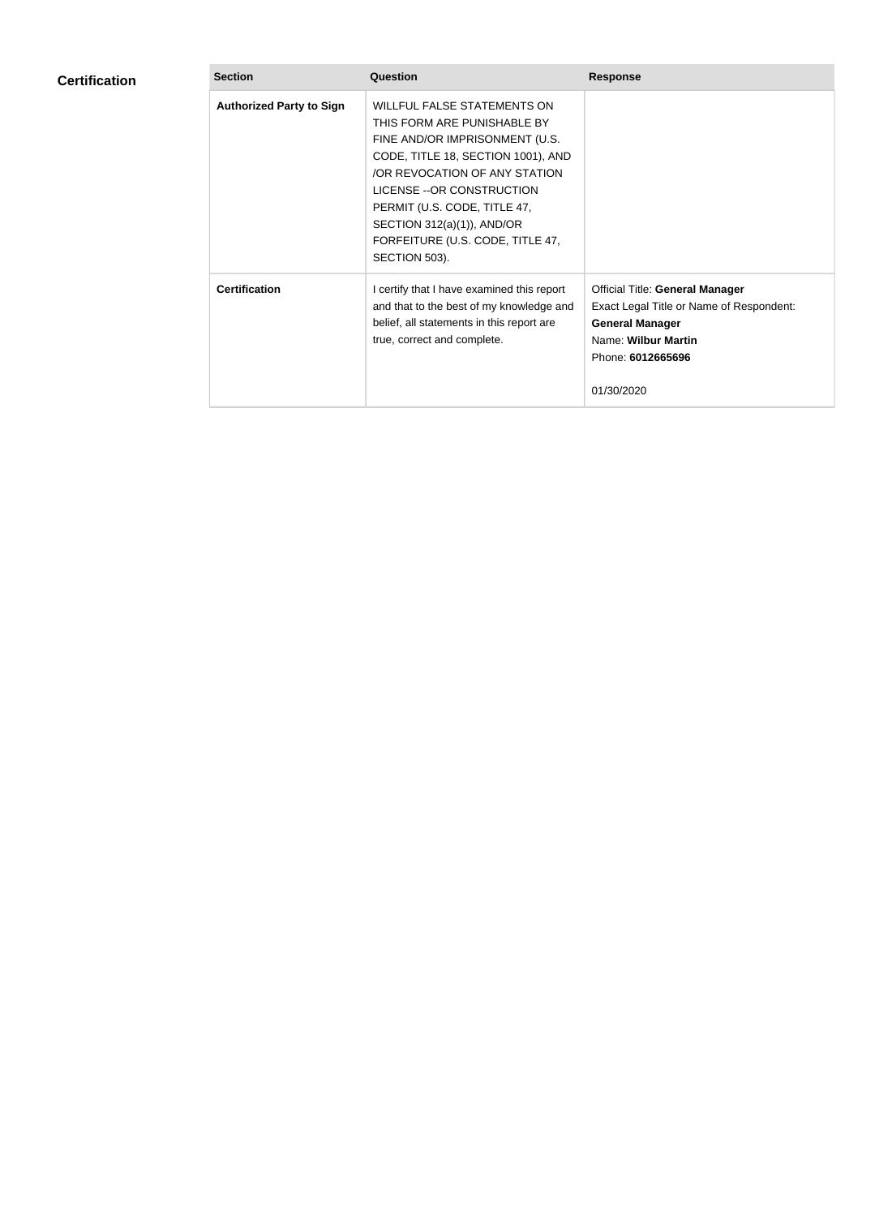## Certification

| Section | Question | Response |
| --- | --- | --- |
| **Authorized Party to Sign** | WILLFUL FALSE STATEMENTS ON THIS FORM ARE PUNISHABLE BY FINE AND/OR IMPRISONMENT (U.S. CODE, TITLE 18, SECTION 1001), AND /OR REVOCATION OF ANY STATION LICENSE --OR CONSTRUCTION PERMIT (U.S. CODE, TITLE 47, SECTION 312(a)(1)), AND/OR FORFEITURE (U.S. CODE, TITLE 47, SECTION 503). | |
| **Certification** | I certify that I have examined this report and that to the best of my knowledge and belief, all statements in this report are true, correct and complete. | Official Title: **General Manager**<br>Exact Legal Title or Name of Respondent: **General Manager**<br>Name: **Wilbur Martin**<br>Phone: **6012665696**<br><br>01/30/2020 |